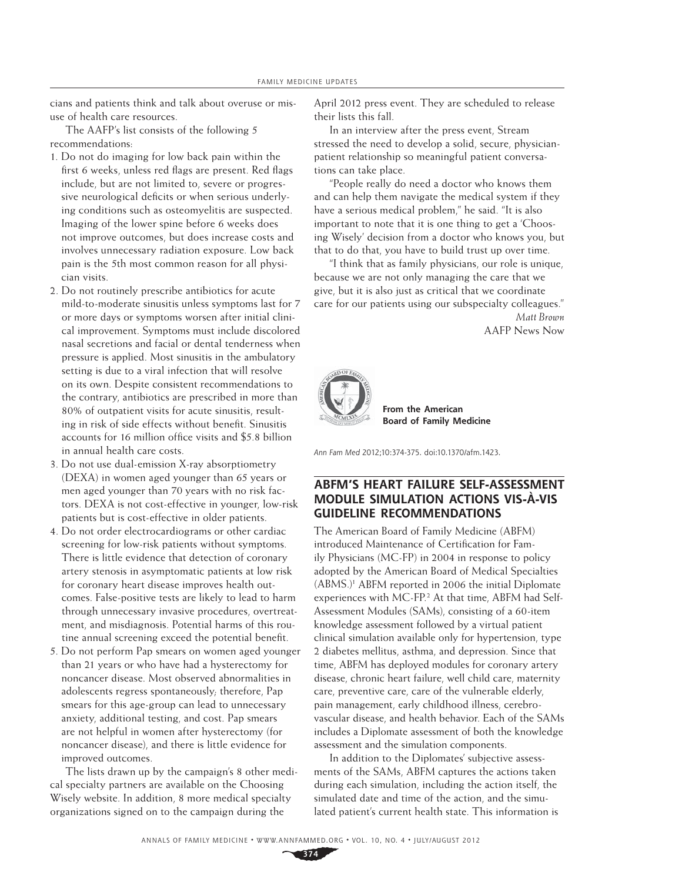cians and patients think and talk about overuse or misuse of health care resources.

The AAFP's list consists of the following 5 recommendations:

1. Do not do imaging for low back pain within the first 6 weeks, unless red flags are present. Red flags include, but are not limited to, severe or progressive neurological deficits or when serious underlying conditions such as osteomyelitis are suspected. Imaging of the lower spine before 6 weeks does not improve outcomes, but does increase costs and involves unnecessary radiation exposure. Low back pain is the 5th most common reason for all physician visits.
2. Do not routinely prescribe antibiotics for acute mild-to-moderate sinusitis unless symptoms last for 7 or more days or symptoms worsen after initial clinical improvement. Symptoms must include discolored nasal secretions and facial or dental tenderness when pressure is applied. Most sinusitis in the ambulatory setting is due to a viral infection that will resolve on its own. Despite consistent recommendations to the contrary, antibiotics are prescribed in more than 80% of outpatient visits for acute sinusitis, resulting in risk of side effects without benefit. Sinusitis accounts for 16 million office visits and $5.8 billion in annual health care costs.
3. Do not use dual-emission X-ray absorptiometry (DEXA) in women aged younger than 65 years or men aged younger than 70 years with no risk factors. DEXA is not cost-effective in younger, low-risk patients but is cost-effective in older patients.
4. Do not order electrocardiograms or other cardiac screening for low-risk patients without symptoms. There is little evidence that detection of coronary artery stenosis in asymptomatic patients at low risk for coronary heart disease improves health outcomes. False-positive tests are likely to lead to harm through unnecessary invasive procedures, overtreatment, and misdiagnosis. Potential harms of this routine annual screening exceed the potential benefit.
5. Do not perform Pap smears on women aged younger than 21 years or who have had a hysterectomy for noncancer disease. Most observed abnormalities in adolescents regress spontaneously; therefore, Pap smears for this age-group can lead to unnecessary anxiety, additional testing, and cost. Pap smears are not helpful in women after hysterectomy (for noncancer disease), and there is little evidence for improved outcomes.

The lists drawn up by the campaign's 8 other medical specialty partners are available on the Choosing Wisely website. In addition, 8 more medical specialty organizations signed on to the campaign during the April 2012 press event. They are scheduled to release their lists this fall.

In an interview after the press event, Stream stressed the need to develop a solid, secure, physician-patient relationship so meaningful patient conversations can take place.

"People really do need a doctor who knows them and can help them navigate the medical system if they have a serious medical problem," he said. "It is also important to note that it is one thing to get a 'Choosing Wisely' decision from a doctor who knows you, but that to do that, you have to build trust up over time.

"I think that as family physicians, our role is unique, because we are not only managing the care that we give, but it is also just as critical that we coordinate care for our patients using our subspecialty colleagues."

*Matt Brown*
AAFP News Now

**From the American Board of Family Medicine**

*Ann Fam Med* 2012;10:374-375. doi:10.1370/afm.1423.

## ABFM'S HEART FAILURE SELF-ASSESSMENT MODULE SIMULATION ACTIONS VIS-À-VIS GUIDELINE RECOMMENDATIONS

The American Board of Family Medicine (ABFM) introduced Maintenance of Certification for Family Physicians (MC-FP) in 2004 in response to policy adopted by the American Board of Medical Specialties (ABMS.)[1] ABFM reported in 2006 the initial Diplomate experiences with MC-FP.[2] At that time, ABFM had Self-Assessment Modules (SAMs), consisting of a 60-item knowledge assessment followed by a virtual patient clinical simulation available only for hypertension, type 2 diabetes mellitus, asthma, and depression. Since that time, ABFM has deployed modules for coronary artery disease, chronic heart failure, well child care, maternity care, preventive care, care of the vulnerable elderly, pain management, early childhood illness, cerebrovascular disease, and health behavior. Each of the SAMs includes a Diplomate assessment of both the knowledge assessment and the simulation components.

In addition to the Diplomates' subjective assessments of the SAMs, ABFM captures the actions taken during each simulation, including the action itself, the simulated date and time of the action, and the simulated patient's current health state. This information is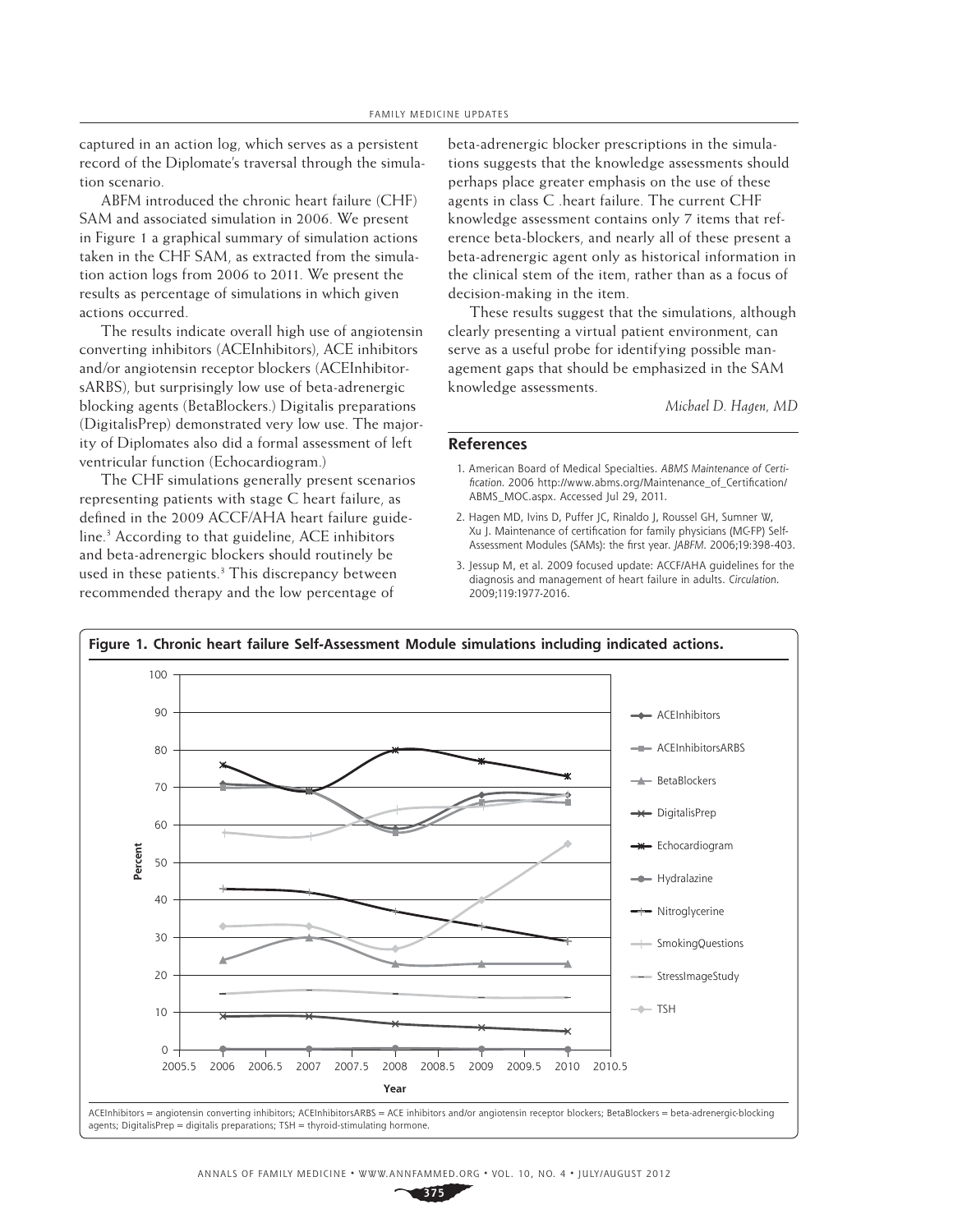captured in an action log, which serves as a persistent record of the Diplomate's traversal through the simulation scenario.

ABFM introduced the chronic heart failure (CHF) SAM and associated simulation in 2006. We present in Figure 1 a graphical summary of simulation actions taken in the CHF SAM, as extracted from the simulation action logs from 2006 to 2011. We present the results as percentage of simulations in which given actions occurred.

The results indicate overall high use of angiotensin converting inhibitors (ACEInhibitors), ACE inhibitors and/or angiotensin receptor blockers (ACEInhibitorsARBS), but surprisingly low use of beta-adrenergic blocking agents (BetaBlockers.) Digitalis preparations (DigitalisPrep) demonstrated very low use. The majority of Diplomates also did a formal assessment of left ventricular function (Echocardiogram.)

The CHF simulations generally present scenarios representing patients with stage C heart failure, as defined in the 2009 ACCF/AHA heart failure guideline.[3] According to that guideline, ACE inhibitors and beta-adrenergic blockers should routinely be used in these patients.[3] This discrepancy between recommended therapy and the low percentage of beta-adrenergic blocker prescriptions in the simulations suggests that the knowledge assessments should perhaps place greater emphasis on the use of these agents in class C .heart failure. The current CHF knowledge assessment contains only 7 items that reference beta-blockers, and nearly all of these present a beta-adrenergic agent only as historical information in the clinical stem of the item, rather than as a focus of decision-making in the item.

These results suggest that the simulations, although clearly presenting a virtual patient environment, can serve as a useful probe for identifying possible management gaps that should be emphasized in the SAM knowledge assessments.

*Michael D. Hagen, MD*

## References

1. American Board of Medical Specialties. *ABMS Maintenance of Certification.* 2006 http://www.abms.org/Maintenance_of_Certification/ABMS_MOC.aspx. Accessed Jul 29, 2011.
2. Hagen MD, Ivins D, Puffer JC, Rinaldo J, Roussel GH, Sumner W, Xu J. Maintenance of certification for family physicians (MC-FP) Self-Assessment Modules (SAMs): the first year. *JABFM.* 2006;19:398-403.
3. Jessup M, et al. 2009 focused update: ACCF/AHA guidelines for the diagnosis and management of heart failure in adults. *Circulation.* 2009;119:1977-2016.

**Figure 1. Chronic heart failure Self-Assessment Module simulations including indicated actions.**

Percent
100
90
80
70
60
50
40
30
20
10
0

Year
2005.5 2006 2006.5 2007 2007.5 2008 2008.5 2009 2009.5 2010 2010.5

ACEInhibitors
ACEInhibitorsARBS
BetaBlockers
DigitalisPrep
Echocardiogram
Hydralazine
Nitroglycerine
SmokingQuestions
StressImageStudy
TSH

ACEInhibitors = angiotensin converting inhibitors; ACEInhibitorsARBS = ACE inhibitors and/or angiotensin receptor blockers; BetaBlockers = beta-adrenergic-blocking agents; DigitalisPrep = digitalis preparations; TSH = thyroid-stimulating hormone.